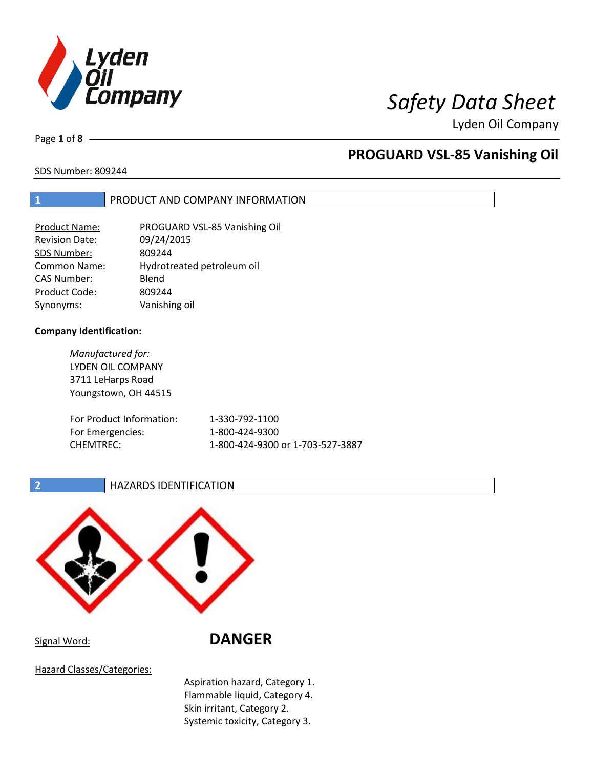# Safety Data Sheet

Lyden Oil Company

## PROGUARD VSL-85 Vanishing Oil

SDS Number: 809244

## 1 PRODUCT AND COMPANY INFORMATION

| | |
|---|---|
| Product Name: | PROGUARD VSL-85 Vanishing Oil |
| Revision Date: | 09/24/2015 |
| SDS Number: | 809244 |
| Common Name: | Hydrotreated petroleum oil |
| CAS Number: | Blend |
| Product Code: | 809244 |
| Synonyms: | Vanishing oil |

**Company Identification:**

*Manufactured for:*
LYDEN OIL COMPANY
3711 LeHarps Road
Youngstown, OH 44515

| | |
|---|---|
| For Product Information: | 1-330-792-1100 |
| For Emergencies: | 1-800-424-9300 |
| CHEMTREC: | 1-800-424-9300 or 1-703-527-3887 |

## 2 HAZARDS IDENTIFICATION

Signal Word: **DANGER**

Hazard Classes/Categories:

Aspiration hazard, Category 1.
Flammable liquid, Category 4.
Skin irritant, Category 2.
Systemic toxicity, Category 3.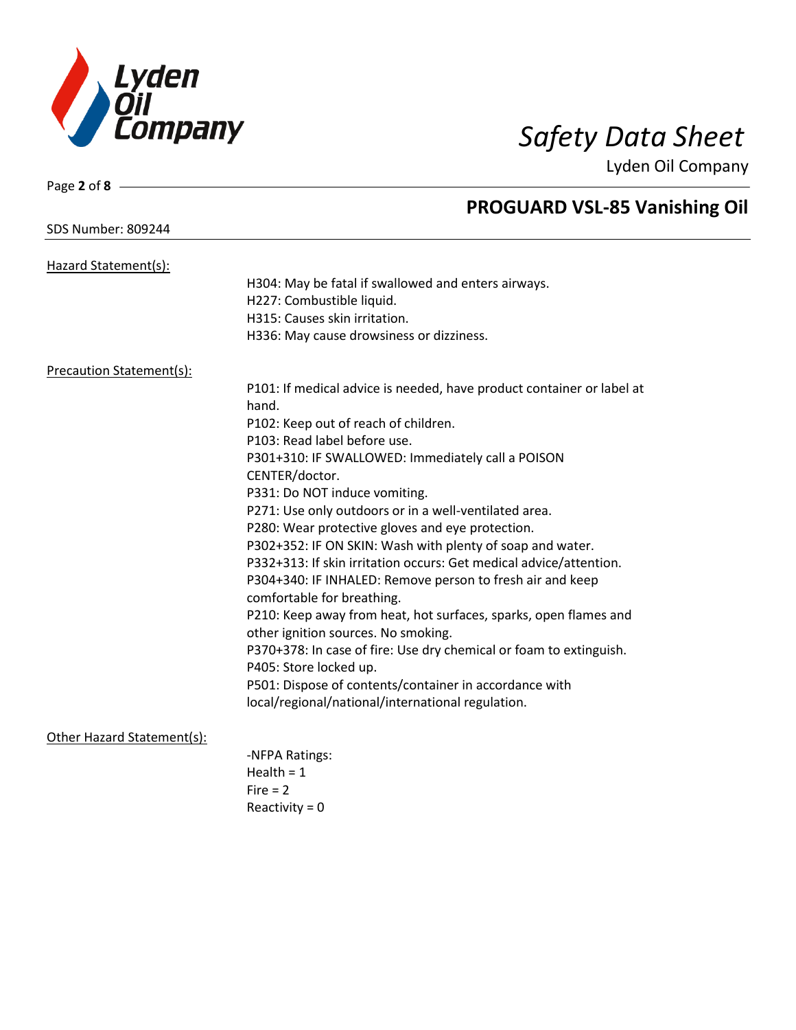Hazard Statement(s):

H304: May be fatal if swallowed and enters airways.
H227: Combustible liquid.
H315: Causes skin irritation.
H336: May cause drowsiness or dizziness.

Precaution Statement(s):

P101: If medical advice is needed, have product container or label at hand.
P102: Keep out of reach of children.
P103: Read label before use.
P301+310: IF SWALLOWED: Immediately call a POISON CENTER/doctor.
P331: Do NOT induce vomiting.
P271: Use only outdoors or in a well-ventilated area.
P280: Wear protective gloves and eye protection.
P302+352: IF ON SKIN: Wash with plenty of soap and water.
P332+313: If skin irritation occurs: Get medical advice/attention.
P304+340: IF INHALED: Remove person to fresh air and keep comfortable for breathing.
P210: Keep away from heat, hot surfaces, sparks, open flames and other ignition sources. No smoking.
P370+378: In case of fire: Use dry chemical or foam to extinguish.
P405: Store locked up.
P501: Dispose of contents/container in accordance with local/regional/national/international regulation.

Other Hazard Statement(s):

-NFPA Ratings:
Health = 1
Fire = 2
Reactivity = 0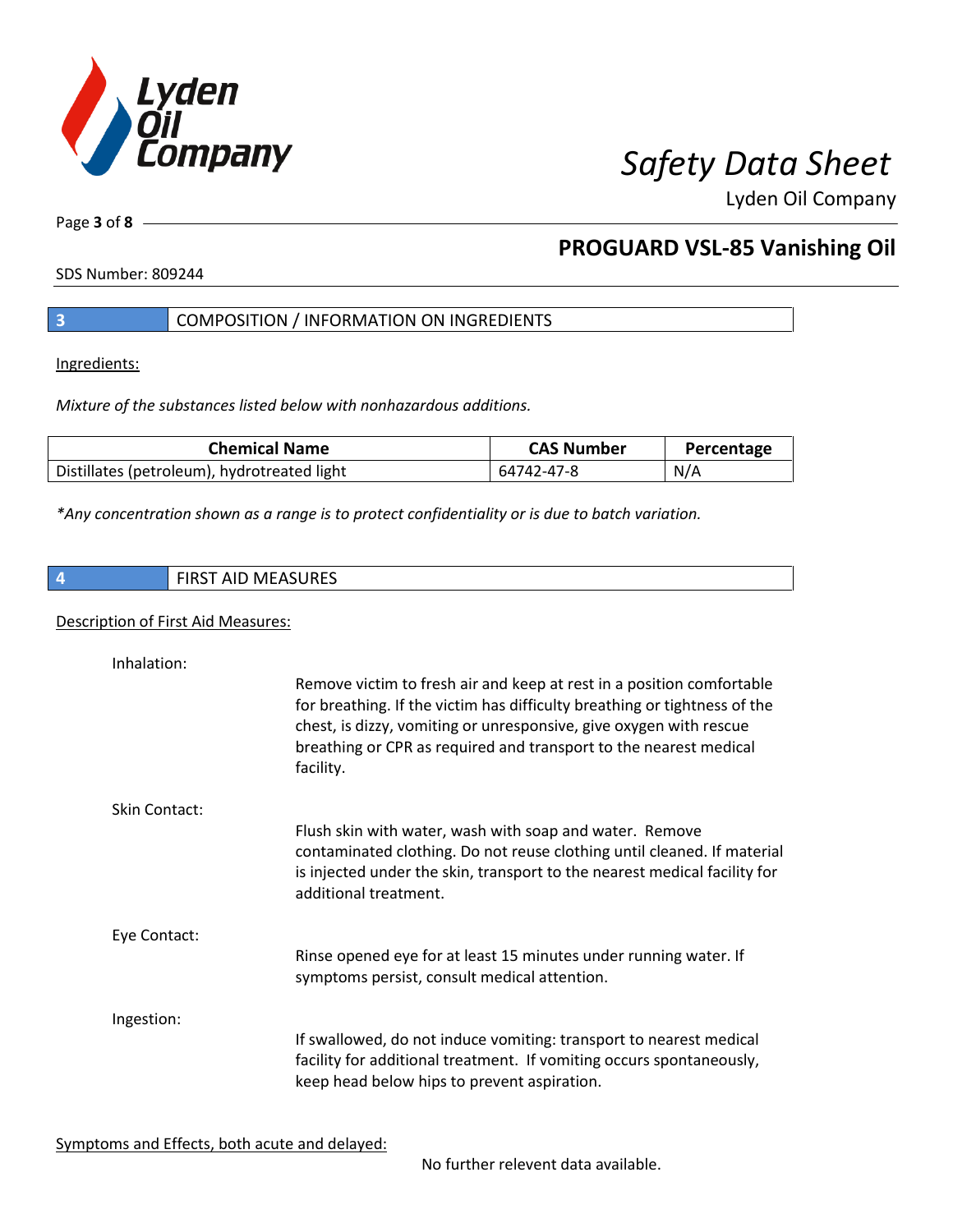## 3 COMPOSITION / INFORMATION ON INGREDIENTS

Ingredients:

*Mixture of the substances listed below with nonhazardous additions.*

| Chemical Name | CAS Number | Percentage |
|---|---|---|
| Distillates (petroleum), hydrotreated light | 64742-47-8 | N/A |

*\*Any concentration shown as a range is to protect confidentiality or is due to batch variation.*

## 4 FIRST AID MEASURES

Description of First Aid Measures:

Inhalation:

Remove victim to fresh air and keep at rest in a position comfortable for breathing. If the victim has difficulty breathing or tightness of the chest, is dizzy, vomiting or unresponsive, give oxygen with rescue breathing or CPR as required and transport to the nearest medical facility.

Skin Contact:

Flush skin with water, wash with soap and water. Remove contaminated clothing. Do not reuse clothing until cleaned. If material is injected under the skin, transport to the nearest medical facility for additional treatment.

Eye Contact:

Rinse opened eye for at least 15 minutes under running water. If symptoms persist, consult medical attention.

Ingestion:

If swallowed, do not induce vomiting: transport to nearest medical facility for additional treatment. If vomiting occurs spontaneously, keep head below hips to prevent aspiration.

Symptoms and Effects, both acute and delayed:

No further relevent data available.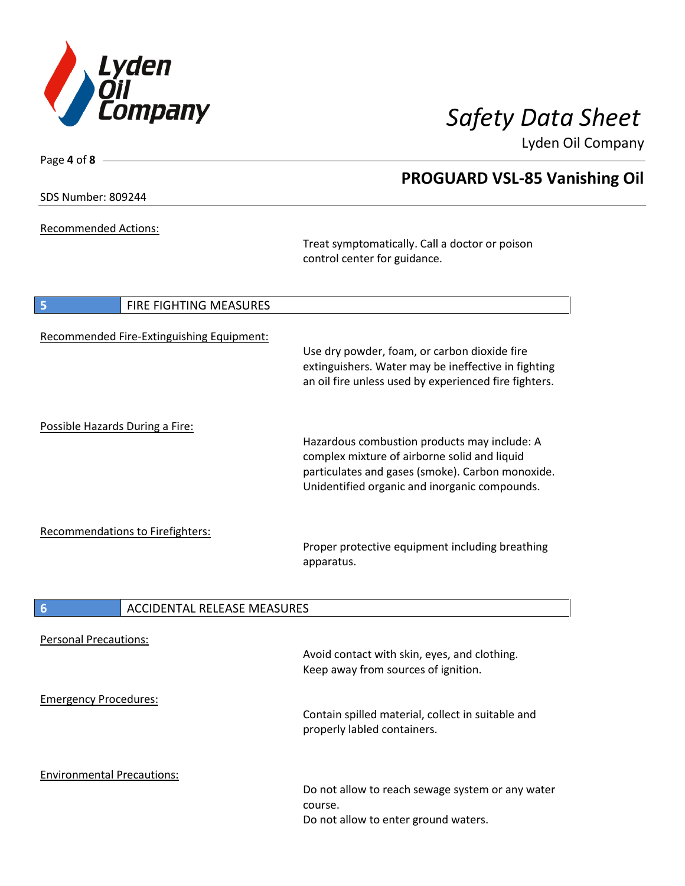Recommended Actions:

Treat symptomatically. Call a doctor or poison control center for guidance.

## 5 FIRE FIGHTING MEASURES

Recommended Fire-Extinguishing Equipment:

Use dry powder, foam, or carbon dioxide fire extinguishers. Water may be ineffective in fighting an oil fire unless used by experienced fire fighters.

Possible Hazards During a Fire:

Hazardous combustion products may include: A complex mixture of airborne solid and liquid particulates and gases (smoke). Carbon monoxide. Unidentified organic and inorganic compounds.

Recommendations to Firefighters:

Proper protective equipment including breathing apparatus.

## 6 ACCIDENTAL RELEASE MEASURES

Personal Precautions:

Avoid contact with skin, eyes, and clothing.
Keep away from sources of ignition.

Emergency Procedures:

Contain spilled material, collect in suitable and properly labled containers.

Environmental Precautions:

Do not allow to reach sewage system or any water course.
Do not allow to enter ground waters.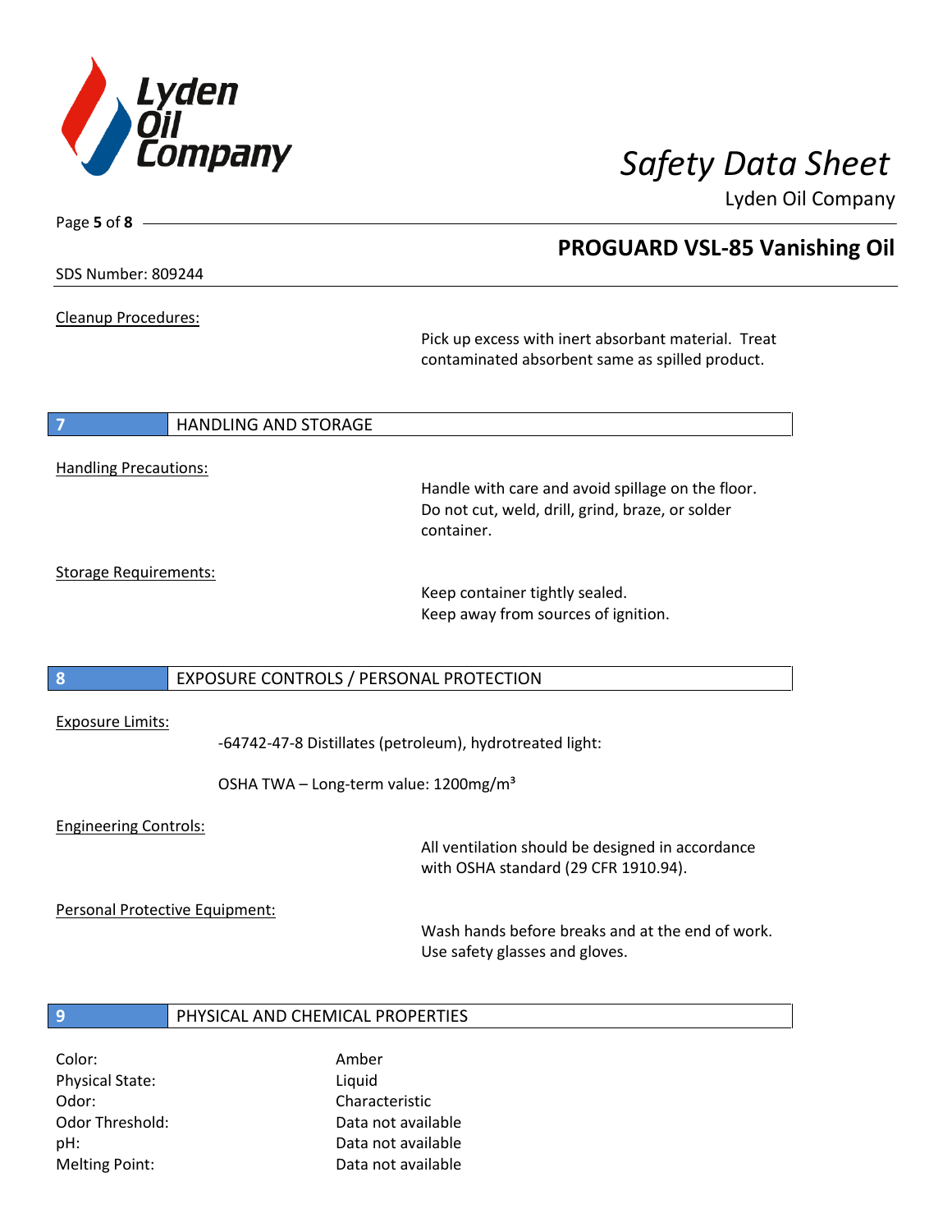Cleanup Procedures:

Pick up excess with inert absorbant material. Treat contaminated absorbent same as spilled product.

## 7 HANDLING AND STORAGE

Handling Precautions:

Handle with care and avoid spillage on the floor. Do not cut, weld, drill, grind, braze, or solder container.

Storage Requirements:

Keep container tightly sealed.
Keep away from sources of ignition.

## 8 EXPOSURE CONTROLS / PERSONAL PROTECTION

Exposure Limits:

-64742-47-8 Distillates (petroleum), hydrotreated light:

OSHA TWA – Long-term value: 1200mg/m³

Engineering Controls:

All ventilation should be designed in accordance with OSHA standard (29 CFR 1910.94).

Personal Protective Equipment:

Wash hands before breaks and at the end of work.
Use safety glasses and gloves.

## 9 PHYSICAL AND CHEMICAL PROPERTIES

| | |
|---|---|
| Color: | Amber |
| Physical State: | Liquid |
| Odor: | Characteristic |
| Odor Threshold: | Data not available |
| pH: | Data not available |
| Melting Point: | Data not available |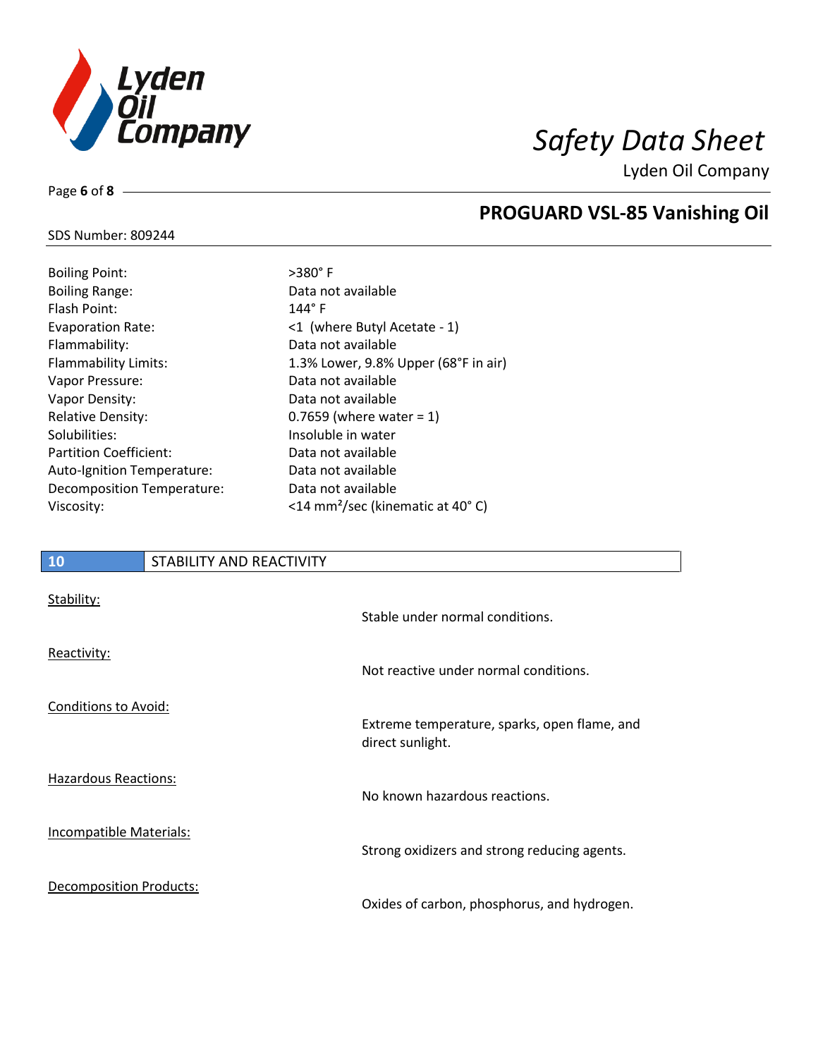| | |
|---|---|
| Boiling Point: | >380° F |
| Boiling Range: | Data not available |
| Flash Point: | 144° F |
| Evaporation Rate: | <1 (where Butyl Acetate - 1) |
| Flammability: | Data not available |
| Flammability Limits: | 1.3% Lower, 9.8% Upper (68°F in air) |
| Vapor Pressure: | Data not available |
| Vapor Density: | Data not available |
| Relative Density: | 0.7659 (where water = 1) |
| Solubilities: | Insoluble in water |
| Partition Coefficient: | Data not available |
| Auto-Ignition Temperature: | Data not available |
| Decomposition Temperature: | Data not available |
| Viscosity: | <14 $mm^2$/sec (kinematic at 40° C) |

## 10 STABILITY AND REACTIVITY

Stability:

Stable under normal conditions.

Reactivity:

Not reactive under normal conditions.

Conditions to Avoid:

Extreme temperature, sparks, open flame, and direct sunlight.

Hazardous Reactions:

No known hazardous reactions.

Incompatible Materials:

Strong oxidizers and strong reducing agents.

Decomposition Products:

Oxides of carbon, phosphorus, and hydrogen.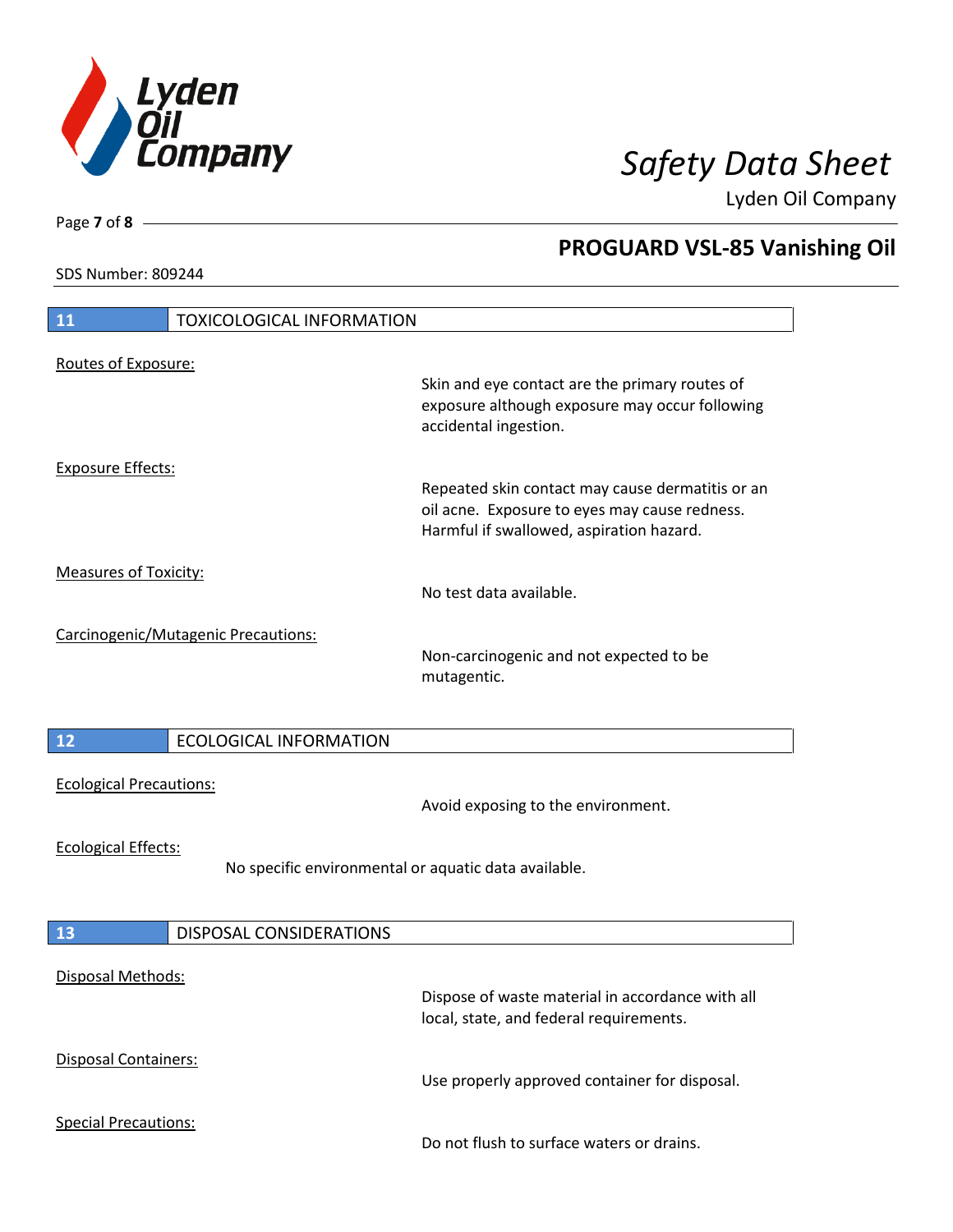## 11 TOXICOLOGICAL INFORMATION

Routes of Exposure:

Skin and eye contact are the primary routes of exposure although exposure may occur following accidental ingestion.

Exposure Effects:

Repeated skin contact may cause dermatitis or an oil acne. Exposure to eyes may cause redness. Harmful if swallowed, aspiration hazard.

Measures of Toxicity:

No test data available.

Carcinogenic/Mutagenic Precautions:

Non-carcinogenic and not expected to be mutagentic.

## 12 ECOLOGICAL INFORMATION

Ecological Precautions:

Avoid exposing to the environment.

Ecological Effects:

No specific environmental or aquatic data available.

## 13 DISPOSAL CONSIDERATIONS

Disposal Methods:

Dispose of waste material in accordance with all local, state, and federal requirements.

Disposal Containers:

Use properly approved container for disposal.

Special Precautions:

Do not flush to surface waters or drains.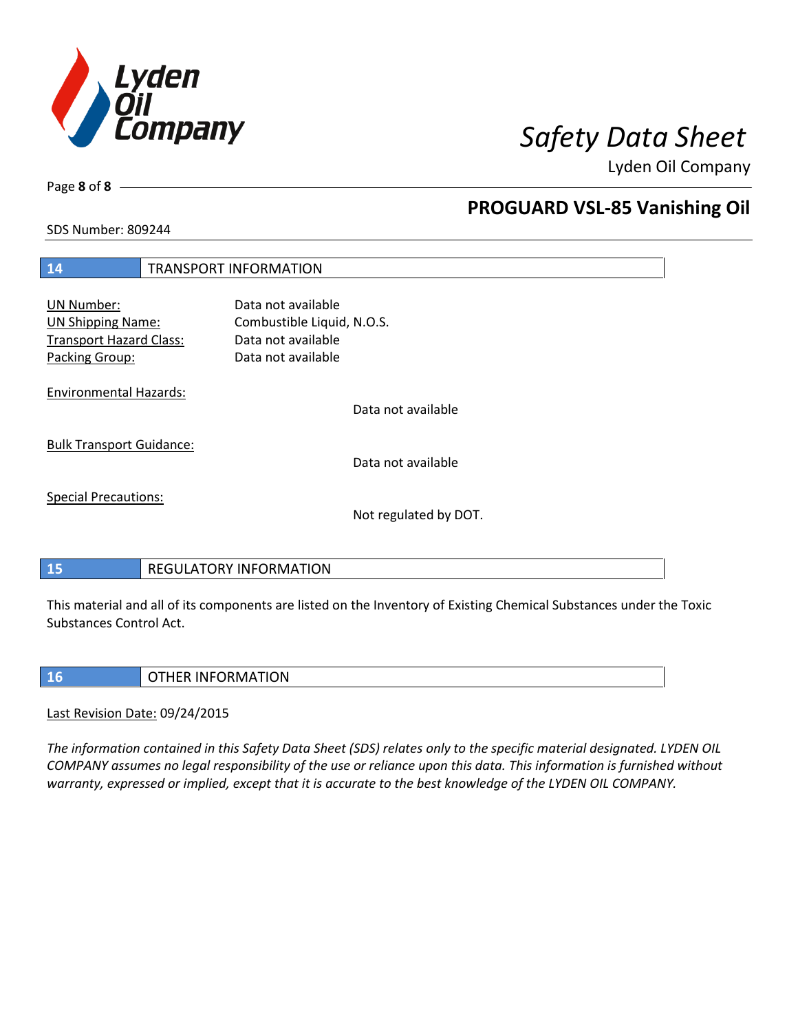SDS Number: 809244

## PROGUARD VSL-85 Vanishing Oil

## 14 TRANSPORT INFORMATION

| | |
|---|---|
| UN Number: | Data not available |
| UN Shipping Name: | Combustible Liquid, N.O.S. |
| Transport Hazard Class: | Data not available |
| Packing Group: | Data not available |

Environmental Hazards:

Data not available

Bulk Transport Guidance:

Data not available

Special Precautions:

Not regulated by DOT.

## 15 REGULATORY INFORMATION

This material and all of its components are listed on the Inventory of Existing Chemical Substances under the Toxic Substances Control Act.

## 16 OTHER INFORMATION

Last Revision Date: 09/24/2015

*The information contained in this Safety Data Sheet (SDS) relates only to the specific material designated. LYDEN OIL COMPANY assumes no legal responsibility of the use or reliance upon this data. This information is furnished without warranty, expressed or implied, except that it is accurate to the best knowledge of the LYDEN OIL COMPANY.*